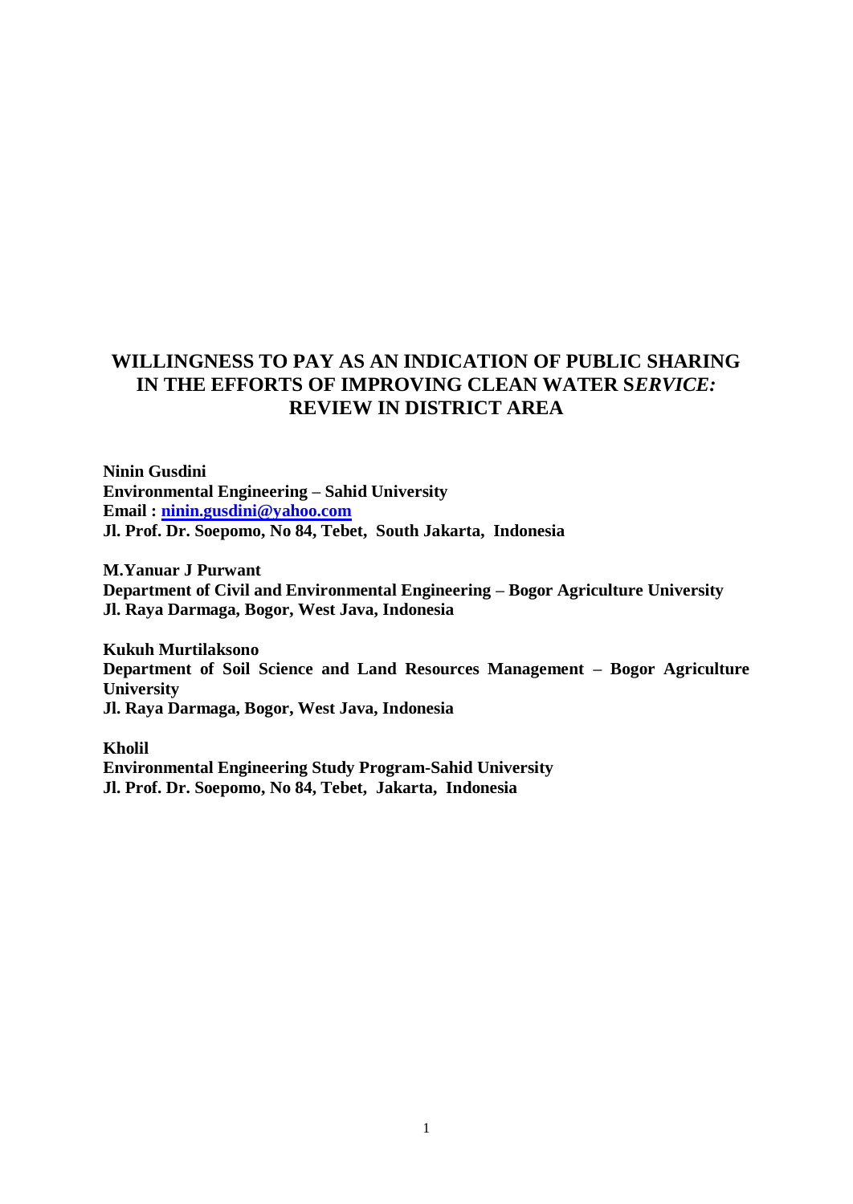# WILLINGNESS TO PAY AS AN INDICATION OF PUBLIC SHARING IN THE EFFORTS OF IMPROVING CLEAN WATER S*ERVICE:* REVIEW IN DISTRICT AREA

**Ninin Gusdini**
**Environmental Engineering – Sahid University**
**Email : ninin.gusdini@yahoo.com**
**Jl. Prof. Dr. Soepomo, No 84, Tebet, South Jakarta, Indonesia**

**M.Yanuar J Purwant**
**Department of Civil and Environmental Engineering – Bogor Agriculture University**
**Jl. Raya Darmaga, Bogor, West Java, Indonesia**

**Kukuh Murtilaksono**
**Department of Soil Science and Land Resources Management – Bogor Agriculture University**
**Jl. Raya Darmaga, Bogor, West Java, Indonesia**

**Kholil**
**Environmental Engineering Study Program-Sahid University**
**Jl. Prof. Dr. Soepomo, No 84, Tebet, Jakarta, Indonesia**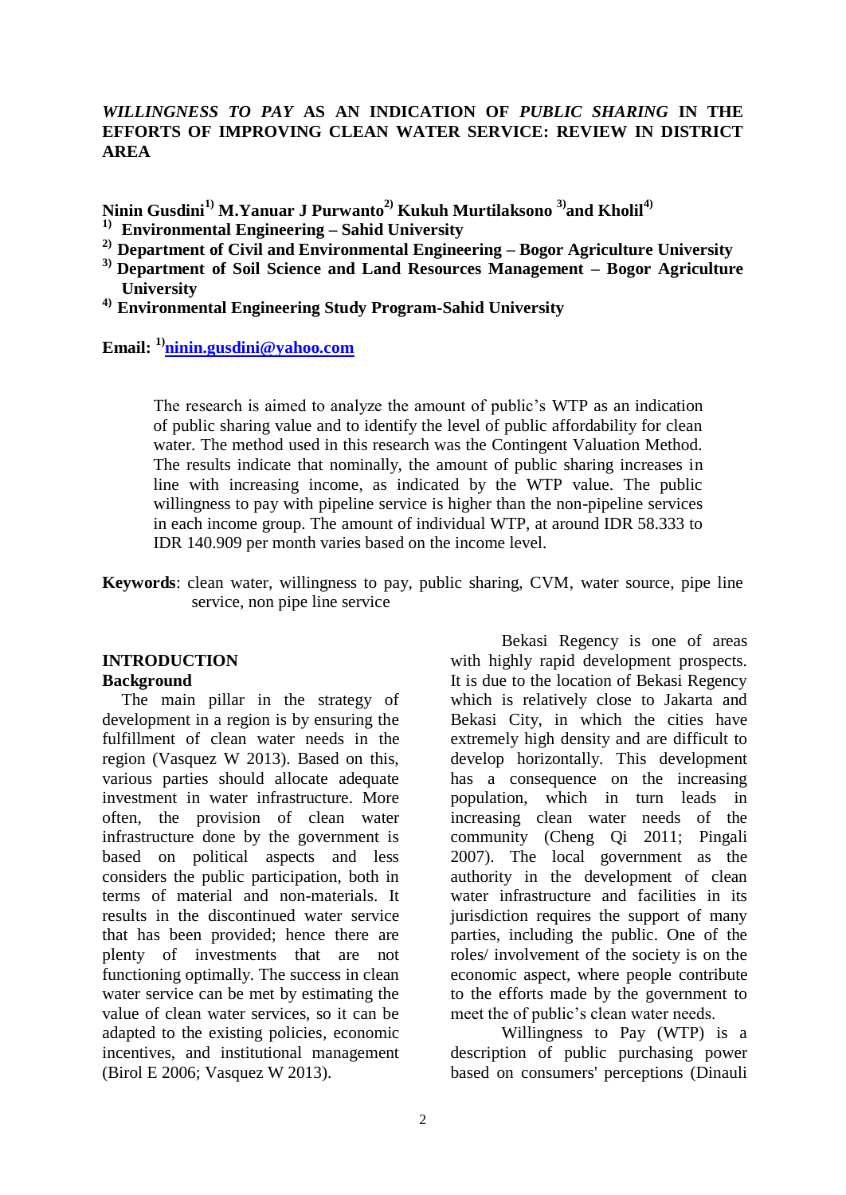# *WILLINGNESS TO PAY* AS AN INDICATION OF *PUBLIC SHARING* IN THE EFFORTS OF IMPROVING CLEAN WATER SERVICE: REVIEW IN DISTRICT AREA

**Ninin Gusdini[1] M.Yanuar J Purwanto[2] Kukuh Murtilaksono [3] and Kholil[4]**

**[1] Environmental Engineering – Sahid University**

**[2] Department of Civil and Environmental Engineering – Bogor Agriculture University**

**[3] Department of Soil Science and Land Resources Management – Bogor Agriculture University**

**[4] Environmental Engineering Study Program-Sahid University**

**Email: [1]ninin.gusdini@yahoo.com**

The research is aimed to analyze the amount of public's WTP as an indication of public sharing value and to identify the level of public affordability for clean water. The method used in this research was the Contingent Valuation Method. The results indicate that nominally, the amount of public sharing increases in line with increasing income, as indicated by the WTP value. The public willingness to pay with pipeline service is higher than the non-pipeline services in each income group. The amount of individual WTP, at around IDR 58.333 to IDR 140.909 per month varies based on the income level.

**Keywords**: clean water, willingness to pay, public sharing, CVM, water source, pipe line service, non pipe line service

## INTRODUCTION

### Background

The main pillar in the strategy of development in a region is by ensuring the fulfillment of clean water needs in the region (Vasquez W 2013). Based on this, various parties should allocate adequate investment in water infrastructure. More often, the provision of clean water infrastructure done by the government is based on political aspects and less considers the public participation, both in terms of material and non-materials. It results in the discontinued water service that has been provided; hence there are plenty of investments that are not functioning optimally. The success in clean water service can be met by estimating the value of clean water services, so it can be adapted to the existing policies, economic incentives, and institutional management (Birol E 2006; Vasquez W 2013).

Bekasi Regency is one of areas with highly rapid development prospects. It is due to the location of Bekasi Regency which is relatively close to Jakarta and Bekasi City, in which the cities have extremely high density and are difficult to develop horizontally. This development has a consequence on the increasing population, which in turn leads in increasing clean water needs of the community (Cheng Qi 2011; Pingali 2007). The local government as the authority in the development of clean water infrastructure and facilities in its jurisdiction requires the support of many parties, including the public. One of the roles/ involvement of the society is on the economic aspect, where people contribute to the efforts made by the government to meet the of public's clean water needs.

Willingness to Pay (WTP) is a description of public purchasing power based on consumers' perceptions (Dinauli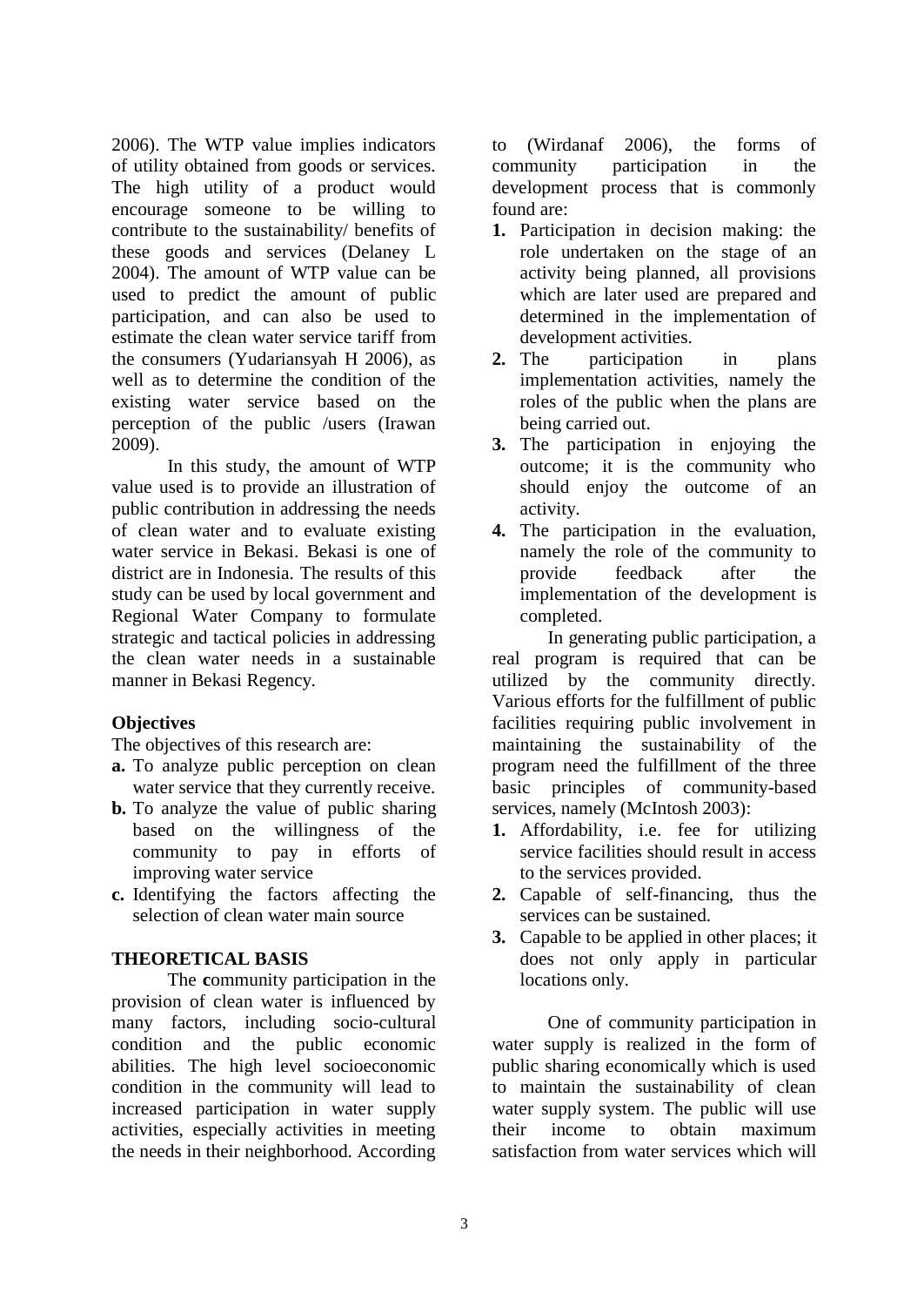2006). The WTP value implies indicators of utility obtained from goods or services. The high utility of a product would encourage someone to be willing to contribute to the sustainability/ benefits of these goods and services (Delaney L 2004). The amount of WTP value can be used to predict the amount of public participation, and can also be used to estimate the clean water service tariff from the consumers (Yudariansyah H 2006), as well as to determine the condition of the existing water service based on the perception of the public /users (Irawan 2009).

In this study, the amount of WTP value used is to provide an illustration of public contribution in addressing the needs of clean water and to evaluate existing water service in Bekasi. Bekasi is one of district are in Indonesia. The results of this study can be used by local government and Regional Water Company to formulate strategic and tactical policies in addressing the clean water needs in a sustainable manner in Bekasi Regency.

**Objectives**

The objectives of this research are:

- **a.** To analyze public perception on clean water service that they currently receive.
- **b.** To analyze the value of public sharing based on the willingness of the community to pay in efforts of improving water service
- **c.** Identifying the factors affecting the selection of clean water main source

**THEORETICAL BASIS**

The **c**ommunity participation in the provision of clean water is influenced by many factors, including socio-cultural condition and the public economic abilities. The high level socioeconomic condition in the community will lead to increased participation in water supply activities, especially activities in meeting the needs in their neighborhood. According to (Wirdanaf 2006), the forms of community participation in the development process that is commonly found are:

1. Participation in decision making: the role undertaken on the stage of an activity being planned, all provisions which are later used are prepared and determined in the implementation of development activities.
2. The participation in plans implementation activities, namely the roles of the public when the plans are being carried out.
3. The participation in enjoying the outcome; it is the community who should enjoy the outcome of an activity.
4. The participation in the evaluation, namely the role of the community to provide feedback after the implementation of the development is completed.

In generating public participation, a real program is required that can be utilized by the community directly. Various efforts for the fulfillment of public facilities requiring public involvement in maintaining the sustainability of the program need the fulfillment of the three basic principles of community-based services, namely (McIntosh 2003):

1. Affordability, i.e. fee for utilizing service facilities should result in access to the services provided.
2. Capable of self-financing, thus the services can be sustained.
3. Capable to be applied in other places; it does not only apply in particular locations only.

One of community participation in water supply is realized in the form of public sharing economically which is used to maintain the sustainability of clean water supply system. The public will use their income to obtain maximum satisfaction from water services which will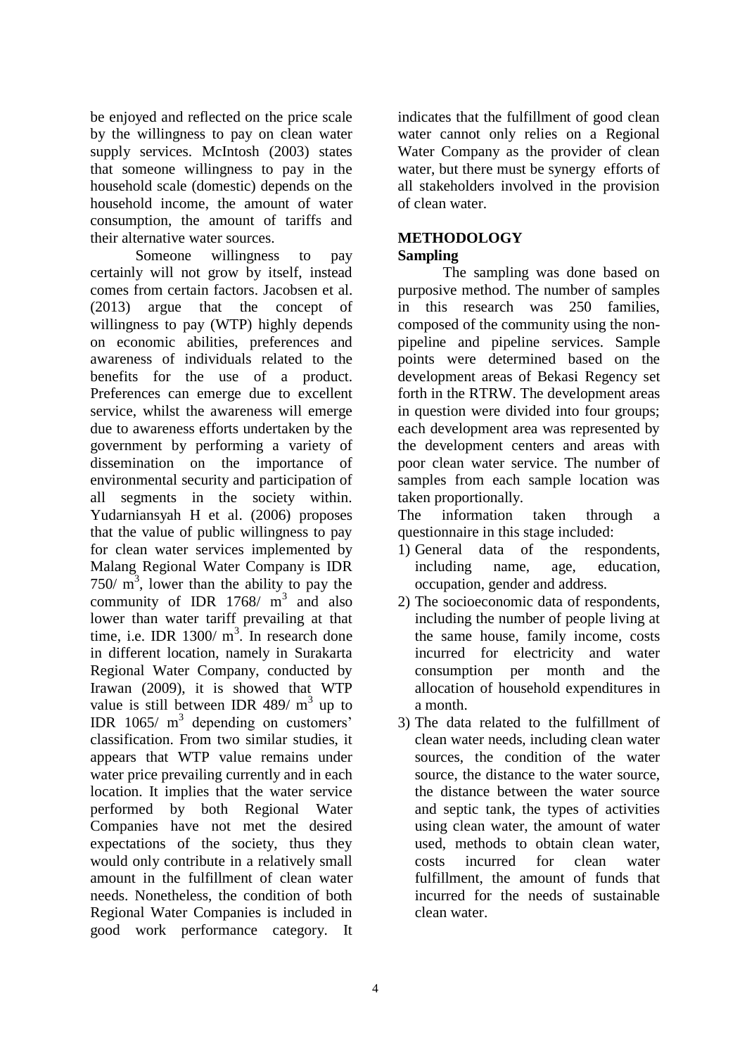be enjoyed and reflected on the price scale by the willingness to pay on clean water supply services. McIntosh (2003) states that someone willingness to pay in the household scale (domestic) depends on the household income, the amount of water consumption, the amount of tariffs and their alternative water sources.

Someone willingness to pay certainly will not grow by itself, instead comes from certain factors. Jacobsen et al. (2013) argue that the concept of willingness to pay (WTP) highly depends on economic abilities, preferences and awareness of individuals related to the benefits for the use of a product. Preferences can emerge due to excellent service, whilst the awareness will emerge due to awareness efforts undertaken by the government by performing a variety of dissemination on the importance of environmental security and participation of all segments in the society within. Yudarniansyah H et al. (2006) proposes that the value of public willingness to pay for clean water services implemented by Malang Regional Water Company is IDR 750/ $m^3$, lower than the ability to pay the community of IDR 1768/ $m^3$ and also lower than water tariff prevailing at that time, i.e. IDR 1300/ $m^3$. In research done in different location, namely in Surakarta Regional Water Company, conducted by Irawan (2009), it is showed that WTP value is still between IDR 489/ $m^3$ up to IDR 1065/ $m^3$ depending on customers' classification. From two similar studies, it appears that WTP value remains under water price prevailing currently and in each location. It implies that the water service performed by both Regional Water Companies have not met the desired expectations of the society, thus they would only contribute in a relatively small amount in the fulfillment of clean water needs. Nonetheless, the condition of both Regional Water Companies is included in good work performance category. It indicates that the fulfillment of good clean water cannot only relies on a Regional Water Company as the provider of clean water, but there must be synergy efforts of all stakeholders involved in the provision of clean water.

## METHODOLOGY

### Sampling

The sampling was done based on purposive method. The number of samples in this research was 250 families, composed of the community using the non-pipeline and pipeline services. Sample points were determined based on the development areas of Bekasi Regency set forth in the RTRW. The development areas in question were divided into four groups; each development area was represented by the development centers and areas with poor clean water service. The number of samples from each sample location was taken proportionally.

The information taken through a questionnaire in this stage included:

1) General data of the respondents, including name, age, education, occupation, gender and address.
2) The socioeconomic data of respondents, including the number of people living at the same house, family income, costs incurred for electricity and water consumption per month and the allocation of household expenditures in a month.
3) The data related to the fulfillment of clean water needs, including clean water sources, the condition of the water source, the distance to the water source, the distance between the water source and septic tank, the types of activities using clean water, the amount of water used, methods to obtain clean water, costs incurred for clean water fulfillment, the amount of funds that incurred for the needs of sustainable clean water.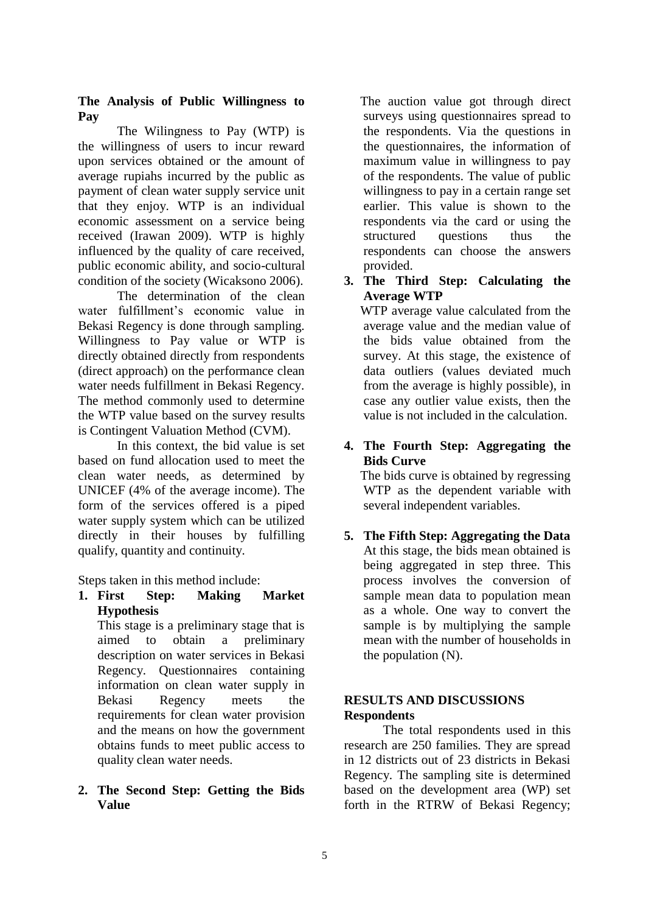**The Analysis of Public Willingness to Pay**

The Wilingness to Pay (WTP) is the willingness of users to incur reward upon services obtained or the amount of average rupiahs incurred by the public as payment of clean water supply service unit that they enjoy. WTP is an individual economic assessment on a service being received (Irawan 2009). WTP is highly influenced by the quality of care received, public economic ability, and socio-cultural condition of the society (Wicaksono 2006).

The determination of the clean water fulfillment's economic value in Bekasi Regency is done through sampling. Willingness to Pay value or WTP is directly obtained directly from respondents (direct approach) on the performance clean water needs fulfillment in Bekasi Regency. The method commonly used to determine the WTP value based on the survey results is Contingent Valuation Method (CVM).

In this context, the bid value is set based on fund allocation used to meet the clean water needs, as determined by UNICEF (4% of the average income). The form of the services offered is a piped water supply system which can be utilized directly in their houses by fulfilling qualify, quantity and continuity.

Steps taken in this method include:

1. **First Step: Making Market Hypothesis**
   This stage is a preliminary stage that is aimed to obtain a preliminary description on water services in Bekasi Regency. Questionnaires containing information on clean water supply in Bekasi Regency meets the requirements for clean water provision and the means on how the government obtains funds to meet public access to quality clean water needs.

2. **The Second Step: Getting the Bids Value**
   The auction value got through direct surveys using questionnaires spread to the respondents. Via the questions in the questionnaires, the information of maximum value in willingness to pay of the respondents. The value of public willingness to pay in a certain range set earlier. This value is shown to the respondents via the card or using the structured questions thus the respondents can choose the answers provided.

3. **The Third Step: Calculating the Average WTP**
   WTP average value calculated from the average value and the median value of the bids value obtained from the survey. At this stage, the existence of data outliers (values deviated much from the average is highly possible), in case any outlier value exists, then the value is not included in the calculation.

4. **The Fourth Step: Aggregating the Bids Curve**
   The bids curve is obtained by regressing WTP as the dependent variable with several independent variables.

5. **The Fifth Step: Aggregating the Data**
   At this stage, the bids mean obtained is being aggregated in step three. This process involves the conversion of sample mean data to population mean as a whole. One way to convert the sample is by multiplying the sample mean with the number of households in the population (N).

## RESULTS AND DISCUSSIONS

**Respondents**

The total respondents used in this research are 250 families. They are spread in 12 districts out of 23 districts in Bekasi Regency. The sampling site is determined based on the development area (WP) set forth in the RTRW of Bekasi Regency;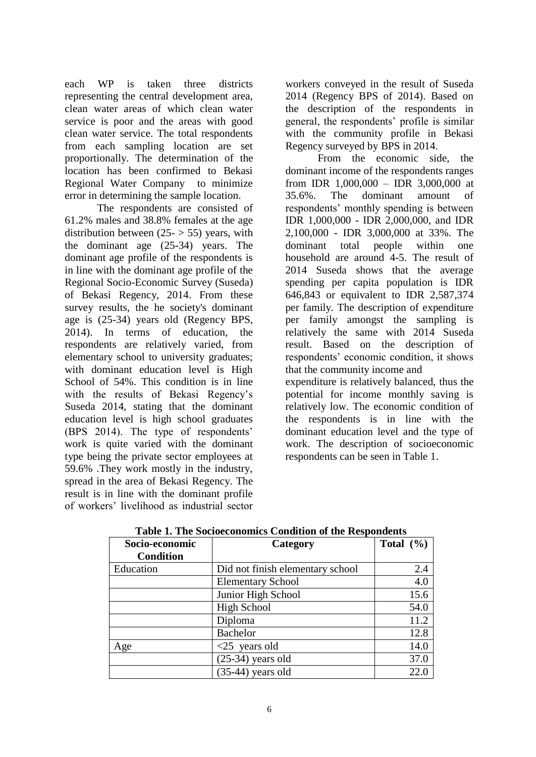each WP is taken three districts representing the central development area, clean water areas of which clean water service is poor and the areas with good clean water service. The total respondents from each sampling location are set proportionally. The determination of the location has been confirmed to Bekasi Regional Water Company to minimize error in determining the sample location.

The respondents are consisted of 61.2% males and 38.8% females at the age distribution between (25- > 55) years, with the dominant age (25-34) years. The dominant age profile of the respondents is in line with the dominant age profile of the Regional Socio-Economic Survey (Suseda) of Bekasi Regency, 2014. From these survey results, the he society's dominant age is (25-34) years old (Regency BPS, 2014). In terms of education, the respondents are relatively varied, from elementary school to university graduates; with dominant education level is High School of 54%. This condition is in line with the results of Bekasi Regency's Suseda 2014, stating that the dominant education level is high school graduates (BPS 2014). The type of respondents' work is quite varied with the dominant type being the private sector employees at 59.6% .They work mostly in the industry, spread in the area of Bekasi Regency. The result is in line with the dominant profile of workers' livelihood as industrial sector workers conveyed in the result of Suseda 2014 (Regency BPS of 2014). Based on the description of the respondents in general, the respondents' profile is similar with the community profile in Bekasi Regency surveyed by BPS in 2014.

From the economic side, the dominant income of the respondents ranges from IDR 1,000,000 – IDR 3,000,000 at 35.6%. The dominant amount of respondents' monthly spending is between IDR 1,000,000 - IDR 2,000,000, and IDR 2,100,000 - IDR 3,000,000 at 33%. The dominant total people within one household are around 4-5. The result of 2014 Suseda shows that the average spending per capita population is IDR 646,843 or equivalent to IDR 2,587,374 per family. The description of expenditure per family amongst the sampling is relatively the same with 2014 Suseda result. Based on the description of respondents' economic condition, it shows that the community income and expenditure is relatively balanced, thus the potential for income monthly saving is relatively low. The economic condition of the respondents is in line with the dominant education level and the type of work. The description of socioeconomic respondents can be seen in Table 1.

**Table 1. The Socioeconomics Condition of the Respondents**

| Socio-economic Condition | Category | Total (%) |
|---|---|---|
| Education | Did not finish elementary school | 2.4 |
| | Elementary School | 4.0 |
| | Junior High School | 15.6 |
| | High School | 54.0 |
| | Diploma | 11.2 |
| | Bachelor | 12.8 |
| Age | <25 years old | 14.0 |
| | (25-34) years old | 37.0 |
| | (35-44) years old | 22.0 |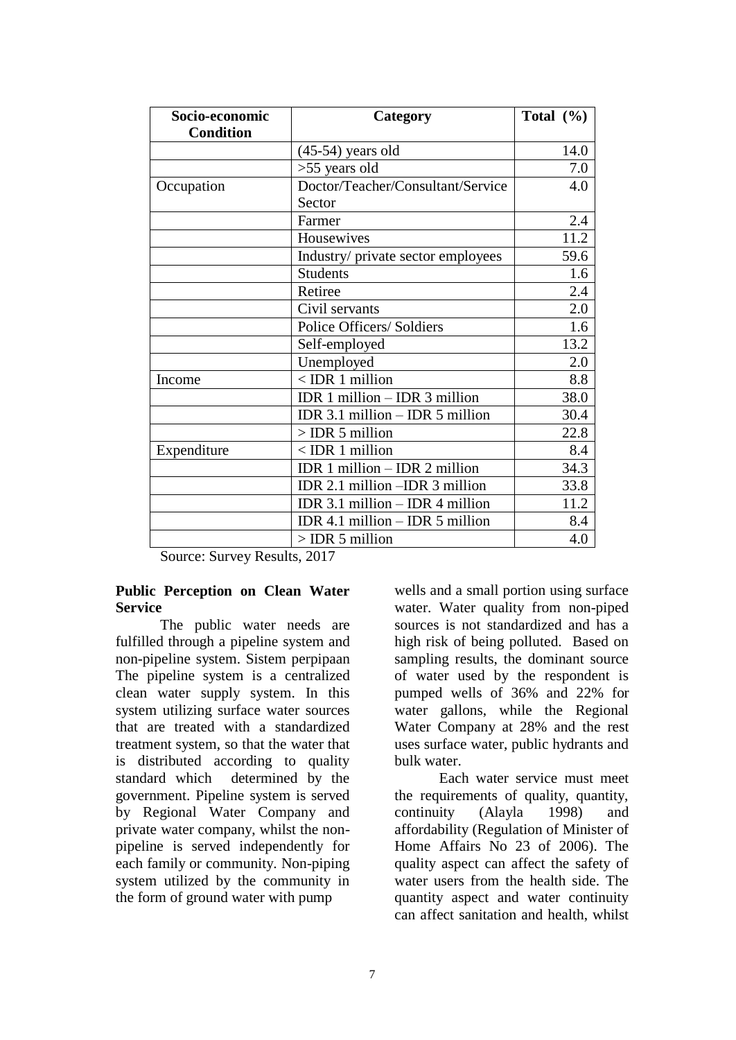| Socio-economic Condition | Category | Total (%) |
|---|---|---|
| | (45-54) years old | 14.0 |
| | >55 years old | 7.0 |
| Occupation | Doctor/Teacher/Consultant/Service Sector | 4.0 |
| | Farmer | 2.4 |
| | Housewives | 11.2 |
| | Industry/ private sector employees | 59.6 |
| | Students | 1.6 |
| | Retiree | 2.4 |
| | Civil servants | 2.0 |
| | Police Officers/ Soldiers | 1.6 |
| | Self-employed | 13.2 |
| | Unemployed | 2.0 |
| Income | < IDR 1 million | 8.8 |
| | IDR 1 million – IDR 3 million | 38.0 |
| | IDR 3.1 million – IDR 5 million | 30.4 |
| | > IDR 5 million | 22.8 |
| Expenditure | < IDR 1 million | 8.4 |
| | IDR 1 million – IDR 2 million | 34.3 |
| | IDR 2.1 million –IDR 3 million | 33.8 |
| | IDR 3.1 million – IDR 4 million | 11.2 |
| | IDR 4.1 million – IDR 5 million | 8.4 |
| | > IDR 5 million | 4.0 |

Source: Survey Results, 2017

**Public Perception on Clean Water Service**

The public water needs are fulfilled through a pipeline system and non-pipeline system. Sistem perpipaan The pipeline system is a centralized clean water supply system. In this system utilizing surface water sources that are treated with a standardized treatment system, so that the water that is distributed according to quality standard which determined by the government. Pipeline system is served by Regional Water Company and private water company, whilst the non-pipeline is served independently for each family or community. Non-piping system utilized by the community in the form of ground water with pump wells and a small portion using surface water. Water quality from non-piped sources is not standardized and has a high risk of being polluted. Based on sampling results, the dominant source of water used by the respondent is pumped wells of 36% and 22% for water gallons, while the Regional Water Company at 28% and the rest uses surface water, public hydrants and bulk water.

Each water service must meet the requirements of quality, quantity, continuity (Alayla 1998) and affordability (Regulation of Minister of Home Affairs No 23 of 2006). The quality aspect can affect the safety of water users from the health side. The quantity aspect and water continuity can affect sanitation and health, whilst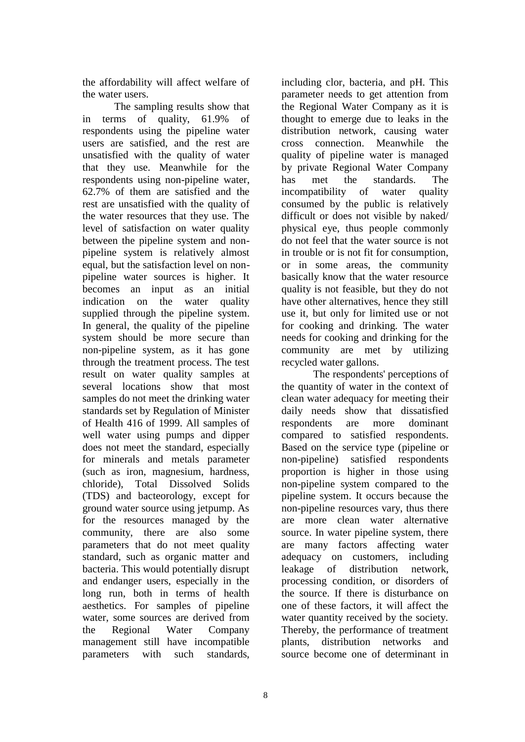the affordability will affect welfare of the water users.

The sampling results show that in terms of quality, 61.9% of respondents using the pipeline water users are satisfied, and the rest are unsatisfied with the quality of water that they use. Meanwhile for the respondents using non-pipeline water, 62.7% of them are satisfied and the rest are unsatisfied with the quality of the water resources that they use. The level of satisfaction on water quality between the pipeline system and non-pipeline system is relatively almost equal, but the satisfaction level on non-pipeline water sources is higher. It becomes an input as an initial indication on the water quality supplied through the pipeline system. In general, the quality of the pipeline system should be more secure than non-pipeline system, as it has gone through the treatment process. The test result on water quality samples at several locations show that most samples do not meet the drinking water standards set by Regulation of Minister of Health 416 of 1999. All samples of well water using pumps and dipper does not meet the standard, especially for minerals and metals parameter (such as iron, magnesium, hardness, chloride), Total Dissolved Solids (TDS) and bacteorology, except for ground water source using jetpump. As for the resources managed by the community, there are also some parameters that do not meet quality standard, such as organic matter and bacteria. This would potentially disrupt and endanger users, especially in the long run, both in terms of health aesthetics. For samples of pipeline water, some sources are derived from the Regional Water Company management still have incompatible parameters with such standards, including clor, bacteria, and pH. This parameter needs to get attention from the Regional Water Company as it is thought to emerge due to leaks in the distribution network, causing water cross connection. Meanwhile the quality of pipeline water is managed by private Regional Water Company has met the standards. The incompatibility of water quality consumed by the public is relatively difficult or does not visible by naked/ physical eye, thus people commonly do not feel that the water source is not in trouble or is not fit for consumption, or in some areas, the community basically know that the water resource quality is not feasible, but they do not have other alternatives, hence they still use it, but only for limited use or not for cooking and drinking. The water needs for cooking and drinking for the community are met by utilizing recycled water gallons.

The respondents' perceptions of the quantity of water in the context of clean water adequacy for meeting their daily needs show that dissatisfied respondents are more dominant compared to satisfied respondents. Based on the service type (pipeline or non-pipeline) satisfied respondents proportion is higher in those using non-pipeline system compared to the pipeline system. It occurs because the non-pipeline resources vary, thus there are more clean water alternative source. In water pipeline system, there are many factors affecting water adequacy on customers, including leakage of distribution network, processing condition, or disorders of the source. If there is disturbance on one of these factors, it will affect the water quantity received by the society. Thereby, the performance of treatment plants, distribution networks and source become one of determinant in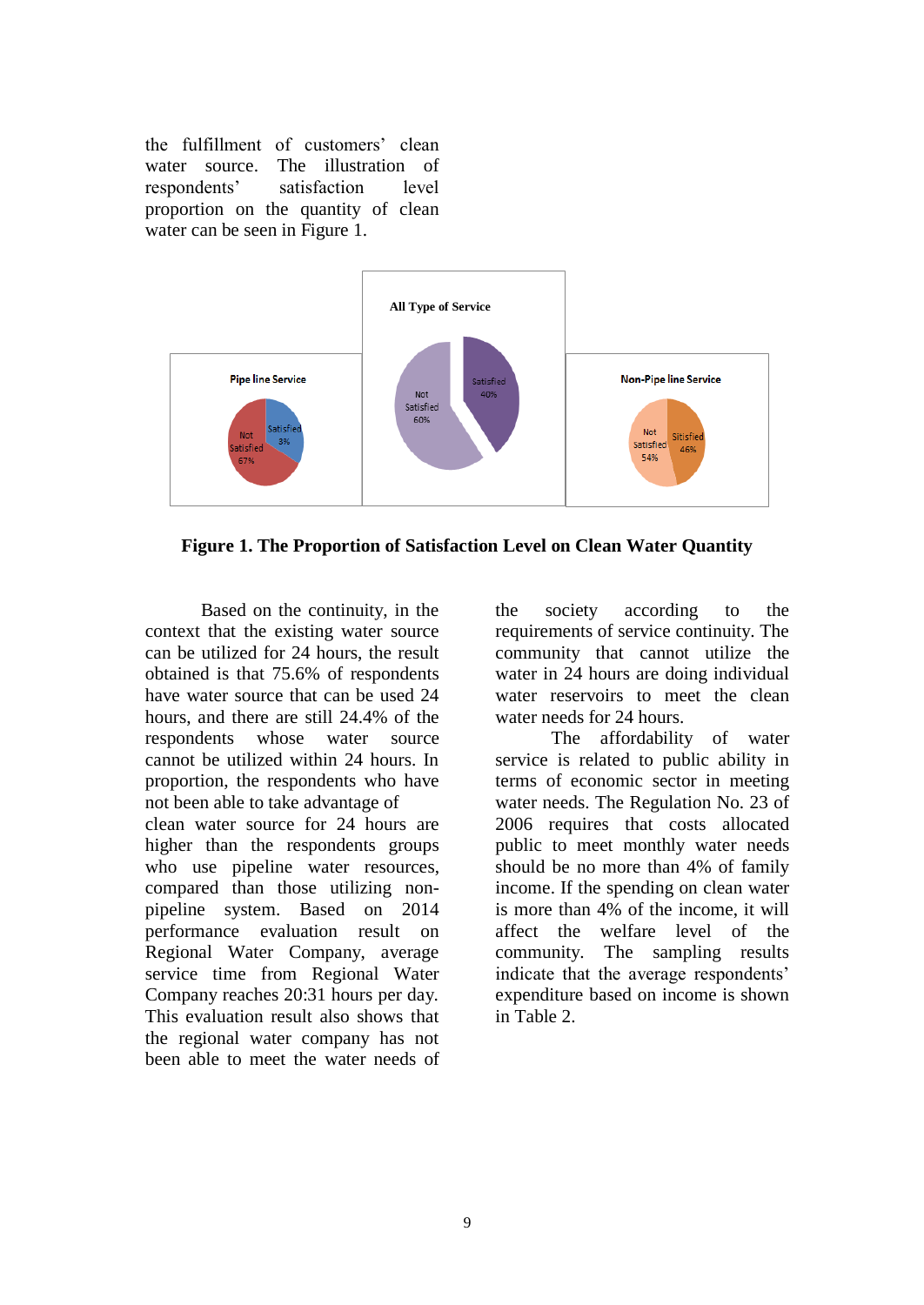the fulfillment of customers' clean water source. The illustration of respondents' satisfaction level proportion on the quantity of clean water can be seen in Figure 1.

**Figure 1. The Proportion of Satisfaction Level on Clean Water Quantity**

Based on the continuity, in the context that the existing water source can be utilized for 24 hours, the result obtained is that 75.6% of respondents have water source that can be used 24 hours, and there are still 24.4% of the respondents whose water source cannot be utilized within 24 hours. In proportion, the respondents who have not been able to take advantage of clean water source for 24 hours are higher than the respondents groups who use pipeline water resources, compared than those utilizing non-pipeline system. Based on 2014 performance evaluation result on Regional Water Company, average service time from Regional Water Company reaches 20:31 hours per day. This evaluation result also shows that the regional water company has not been able to meet the water needs of the society according to the requirements of service continuity. The community that cannot utilize the water in 24 hours are doing individual water reservoirs to meet the clean water needs for 24 hours.

The affordability of water service is related to public ability in terms of economic sector in meeting water needs. The Regulation No. 23 of 2006 requires that costs allocated public to meet monthly water needs should be no more than 4% of family income. If the spending on clean water is more than 4% of the income, it will affect the welfare level of the community. The sampling results indicate that the average respondents' expenditure based on income is shown in Table 2.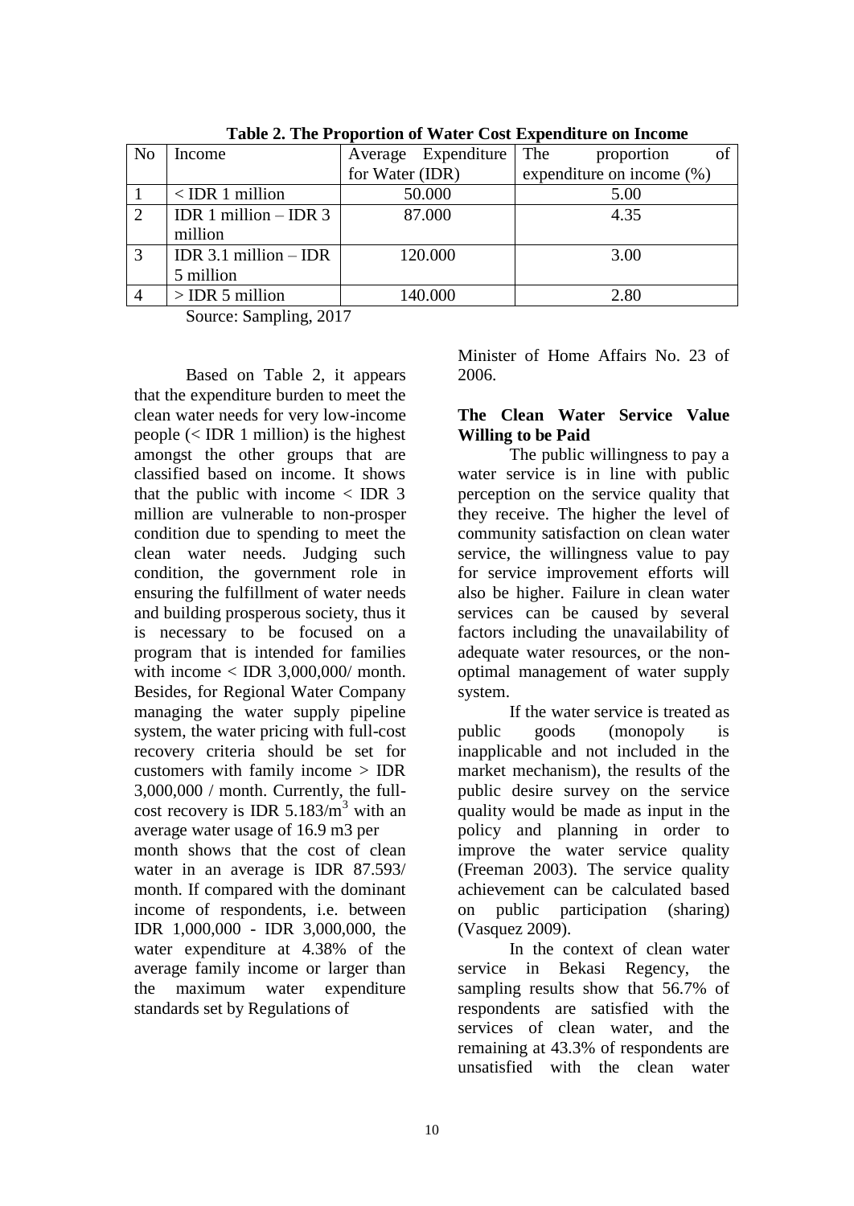**Table 2. The Proportion of Water Cost Expenditure on Income**

| No | Income | Average Expenditure for Water (IDR) | The proportion of expenditure on income (%) |
|---|---|---|---|
| 1 | < IDR 1 million | 50.000 | 5.00 |
| 2 | IDR 1 million – IDR 3 million | 87.000 | 4.35 |
| 3 | IDR 3.1 million – IDR 5 million | 120.000 | 3.00 |
| 4 | > IDR 5 million | 140.000 | 2.80 |

Source: Sampling, 2017

Based on Table 2, it appears that the expenditure burden to meet the clean water needs for very low-income people (< IDR 1 million) is the highest amongst the other groups that are classified based on income. It shows that the public with income < IDR 3 million are vulnerable to non-prosper condition due to spending to meet the clean water needs. Judging such condition, the government role in ensuring the fulfillment of water needs and building prosperous society, thus it is necessary to be focused on a program that is intended for families with income < IDR 3,000,000/ month. Besides, for Regional Water Company managing the water supply pipeline system, the water pricing with full-cost recovery criteria should be set for customers with family income > IDR 3,000,000 / month. Currently, the full-cost recovery is IDR 5.183/$m^3$ with an average water usage of 16.9 m3 per month shows that the cost of clean water in an average is IDR 87.593/ month. If compared with the dominant income of respondents, i.e. between IDR 1,000,000 - IDR 3,000,000, the water expenditure at 4.38% of the average family income or larger than the maximum water expenditure standards set by Regulations of Minister of Home Affairs No. 23 of 2006.

### The Clean Water Service Value Willing to be Paid

The public willingness to pay a water service is in line with public perception on the service quality that they receive. The higher the level of community satisfaction on clean water service, the willingness value to pay for service improvement efforts will also be higher. Failure in clean water services can be caused by several factors including the unavailability of adequate water resources, or the non-optimal management of water supply system.

If the water service is treated as public goods (monopoly is inapplicable and not included in the market mechanism), the results of the public desire survey on the service quality would be made as input in the policy and planning in order to improve the water service quality (Freeman 2003). The service quality achievement can be calculated based on public participation (sharing) (Vasquez 2009).

In the context of clean water service in Bekasi Regency, the sampling results show that 56.7% of respondents are satisfied with the services of clean water, and the remaining at 43.3% of respondents are unsatisfied with the clean water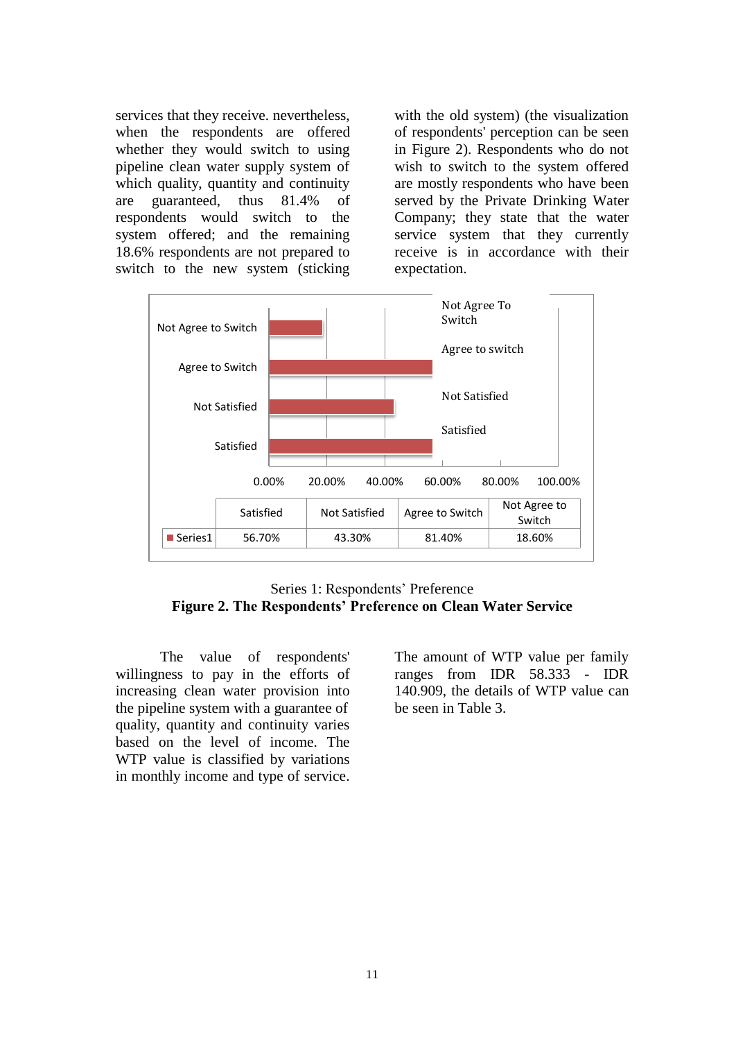services that they receive. nevertheless, when the respondents are offered whether they would switch to using pipeline clean water supply system of which quality, quantity and continuity are guaranteed, thus 81.4% of respondents would switch to the system offered; and the remaining 18.6% respondents are not prepared to switch to the new system (sticking with the old system) (the visualization of respondents' perception can be seen in Figure 2). Respondents who do not wish to switch to the system offered are mostly respondents who have been served by the Private Drinking Water Company; they state that the water service system that they currently receive is in accordance with their expectation.

| | Satisfied | Not Satisfied | Agree to Switch | Not Agree to Switch |
|---|---|---|---|---|
| Series1 | 56.70% | 43.30% | 81.40% | 18.60% |

Series 1: Respondents' Preference

**Figure 2. The Respondents' Preference on Clean Water Service**

The value of respondents' willingness to pay in the efforts of increasing clean water provision into the pipeline system with a guarantee of quality, quantity and continuity varies based on the level of income. The WTP value is classified by variations in monthly income and type of service. The amount of WTP value per family ranges from IDR 58.333 - IDR 140.909, the details of WTP value can be seen in Table 3.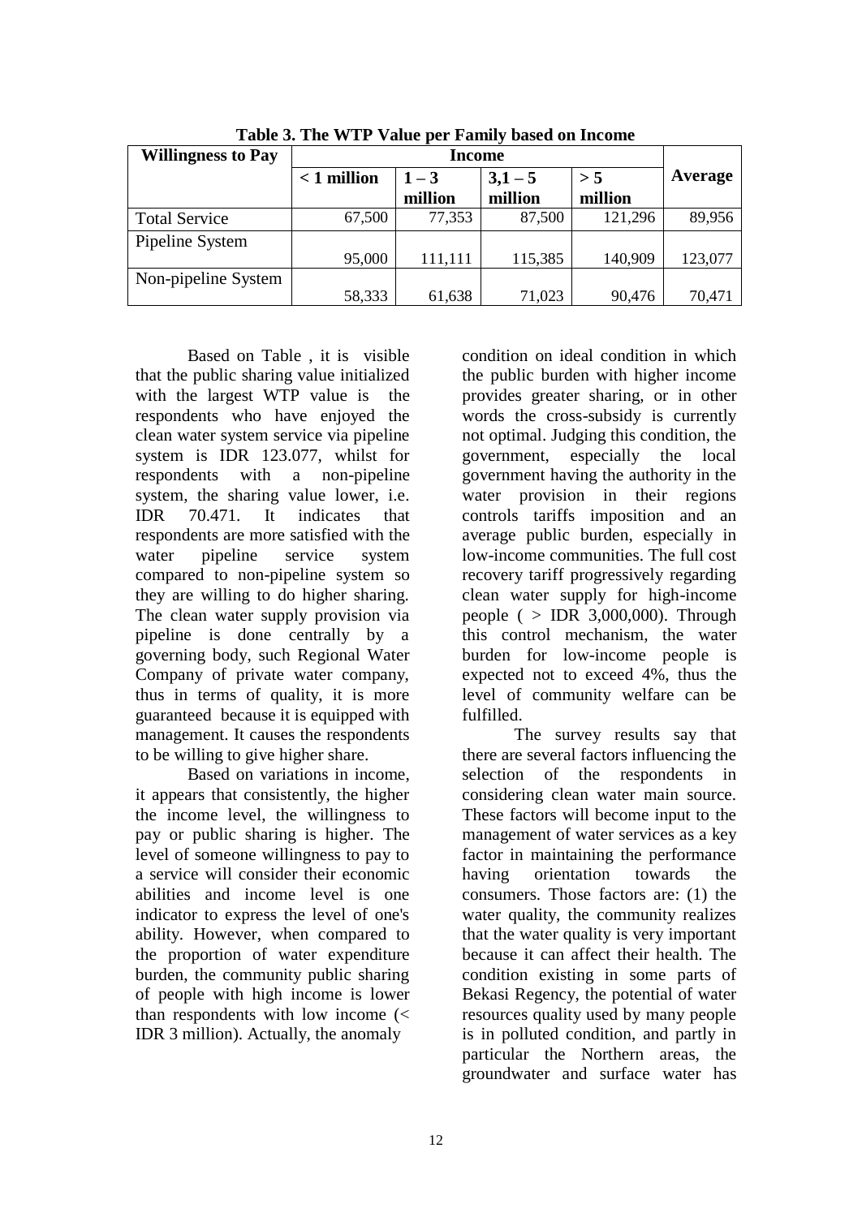**Table 3. The WTP Value per Family based on Income**

| Willingness to Pay | Income | | | | Average |
|---|---|---|---|---|---|
| | < 1 million | 1 – 3 million | 3,1 – 5 million | > 5 million | |
| Total Service | 67,500 | 77,353 | 87,500 | 121,296 | 89,956 |
| Pipeline System | 95,000 | 111,111 | 115,385 | 140,909 | 123,077 |
| Non-pipeline System | 58,333 | 61,638 | 71,023 | 90,476 | 70,471 |

Based on Table , it is visible that the public sharing value initialized with the largest WTP value is the respondents who have enjoyed the clean water system service via pipeline system is IDR 123.077, whilst for respondents with a non-pipeline system, the sharing value lower, i.e. IDR 70.471. It indicates that respondents are more satisfied with the water pipeline service system compared to non-pipeline system so they are willing to do higher sharing. The clean water supply provision via pipeline is done centrally by a governing body, such Regional Water Company of private water company, thus in terms of quality, it is more guaranteed because it is equipped with management. It causes the respondents to be willing to give higher share.

Based on variations in income, it appears that consistently, the higher the income level, the willingness to pay or public sharing is higher. The level of someone willingness to pay to a service will consider their economic abilities and income level is one indicator to express the level of one's ability. However, when compared to the proportion of water expenditure burden, the community public sharing of people with high income is lower than respondents with low income (< IDR 3 million). Actually, the anomaly condition on ideal condition in which the public burden with higher income provides greater sharing, or in other words the cross-subsidy is currently not optimal. Judging this condition, the government, especially the local government having the authority in the water provision in their regions controls tariffs imposition and an average public burden, especially in low-income communities. The full cost recovery tariff progressively regarding clean water supply for high-income people ( > IDR 3,000,000). Through this control mechanism, the water burden for low-income people is expected not to exceed 4%, thus the level of community welfare can be fulfilled.

The survey results say that there are several factors influencing the selection of the respondents in considering clean water main source. These factors will become input to the management of water services as a key factor in maintaining the performance having orientation towards the consumers. Those factors are: (1) the water quality, the community realizes that the water quality is very important because it can affect their health. The condition existing in some parts of Bekasi Regency, the potential of water resources quality used by many people is in polluted condition, and partly in particular the Northern areas, the groundwater and surface water has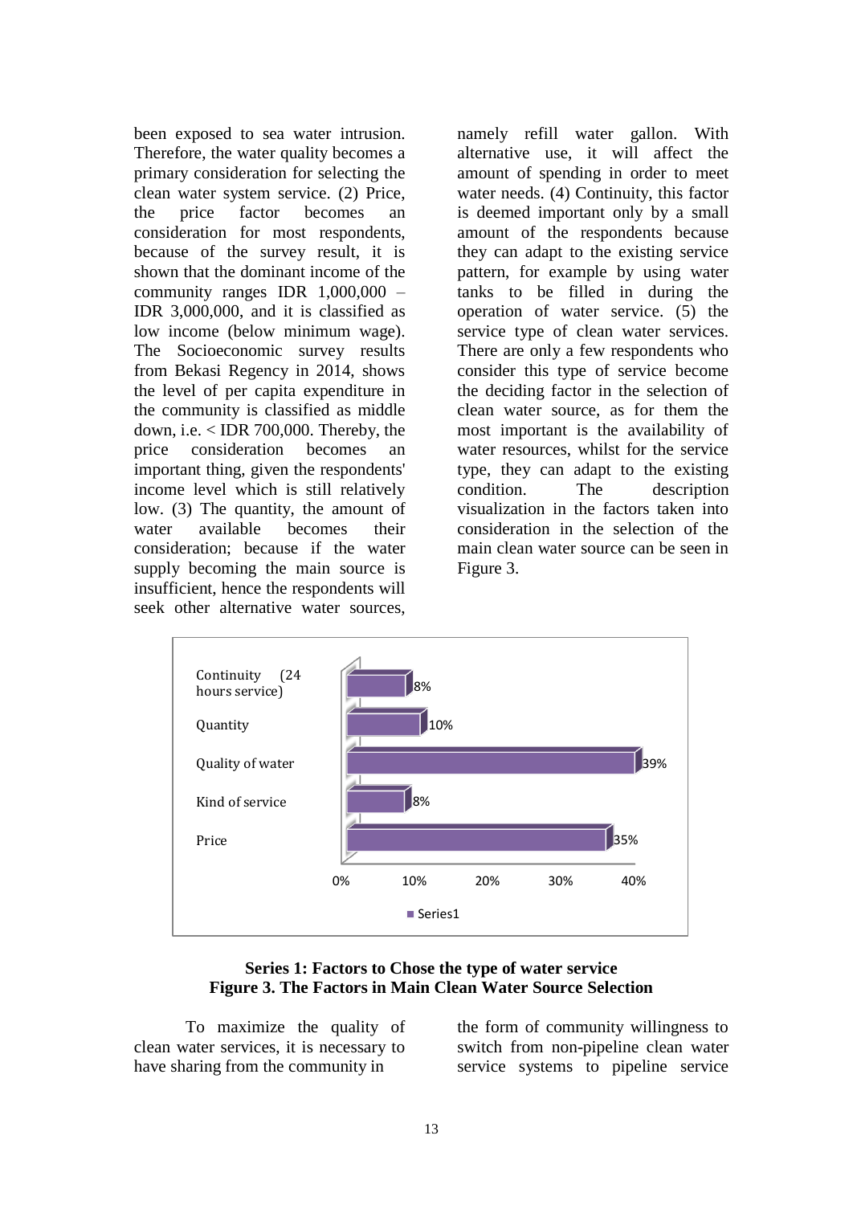been exposed to sea water intrusion. Therefore, the water quality becomes a primary consideration for selecting the clean water system service. (2) Price, the price factor becomes an consideration for most respondents, because of the survey result, it is shown that the dominant income of the community ranges IDR 1,000,000 – IDR 3,000,000, and it is classified as low income (below minimum wage). The Socioeconomic survey results from Bekasi Regency in 2014, shows the level of per capita expenditure in the community is classified as middle down, i.e. < IDR 700,000. Thereby, the price consideration becomes an important thing, given the respondents' income level which is still relatively low. (3) The quantity, the amount of water available becomes their consideration; because if the water supply becoming the main source is insufficient, hence the respondents will seek other alternative water sources, namely refill water gallon. With alternative use, it will affect the amount of spending in order to meet water needs. (4) Continuity, this factor is deemed important only by a small amount of the respondents because they can adapt to the existing service pattern, for example by using water tanks to be filled in during the operation of water service. (5) the service type of clean water services. There are only a few respondents who consider this type of service become the deciding factor in the selection of clean water source, as for them the most important is the availability of water resources, whilst for the service type, they can adapt to the existing condition. The description visualization in the factors taken into consideration in the selection of the main clean water source can be seen in Figure 3.

| Factor | Series1 |
|---|---|
| Continuity (24 hours service) | 8% |
| Quantity | 10% |
| Quality of water | 39% |
| Kind of service | 8% |
| Price | 35% |

**Series 1: Factors to Chose the type of water service**
**Figure 3. The Factors in Main Clean Water Source Selection**

To maximize the quality of clean water services, it is necessary to have sharing from the community in the form of community willingness to switch from non-pipeline clean water service systems to pipeline service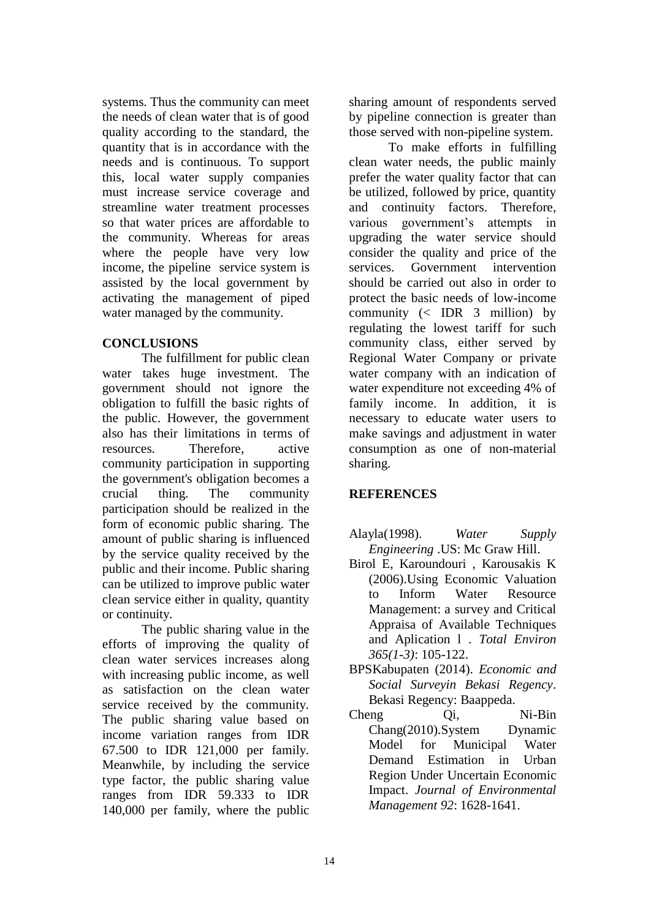systems. Thus the community can meet the needs of clean water that is of good quality according to the standard, the quantity that is in accordance with the needs and is continuous. To support this, local water supply companies must increase service coverage and streamline water treatment processes so that water prices are affordable to the community. Whereas for areas where the people have very low income, the pipeline service system is assisted by the local government by activating the management of piped water managed by the community.

## CONCLUSIONS

The fulfillment for public clean water takes huge investment. The government should not ignore the obligation to fulfill the basic rights of the public. However, the government also has their limitations in terms of resources. Therefore, active community participation in supporting the government's obligation becomes a crucial thing. The community participation should be realized in the form of economic public sharing. The amount of public sharing is influenced by the service quality received by the public and their income. Public sharing can be utilized to improve public water clean service either in quality, quantity or continuity.

The public sharing value in the efforts of improving the quality of clean water services increases along with increasing public income, as well as satisfaction on the clean water service received by the community. The public sharing value based on income variation ranges from IDR 67.500 to IDR 121,000 per family. Meanwhile, by including the service type factor, the public sharing value ranges from IDR 59.333 to IDR 140,000 per family, where the public sharing amount of respondents served by pipeline connection is greater than those served with non-pipeline system.

To make efforts in fulfilling clean water needs, the public mainly prefer the water quality factor that can be utilized, followed by price, quantity and continuity factors. Therefore, various government's attempts in upgrading the water service should consider the quality and price of the services. Government intervention should be carried out also in order to protect the basic needs of low-income community (< IDR 3 million) by regulating the lowest tariff for such community class, either served by Regional Water Company or private water company with an indication of water expenditure not exceeding 4% of family income. In addition, it is necessary to educate water users to make savings and adjustment in water consumption as one of non-material sharing.

## REFERENCES

Alayla(1998). *Water Supply Engineering* .US: Mc Graw Hill.

Birol E, Karoundouri , Karousakis K (2006).Using Economic Valuation to Inform Water Resource Management: a survey and Critical Appraisa of Available Techniques and Aplication l . *Total Environ 365(1-3)*: 105-122.

BPSKabupaten (2014). *Economic and Social Surveyin Bekasi Regency*. Bekasi Regency: Baappeda.

Cheng Qi, Ni-Bin Chang(2010).System Dynamic Model for Municipal Water Demand Estimation in Urban Region Under Uncertain Economic Impact. *Journal of Environmental Management 92*: 1628-1641.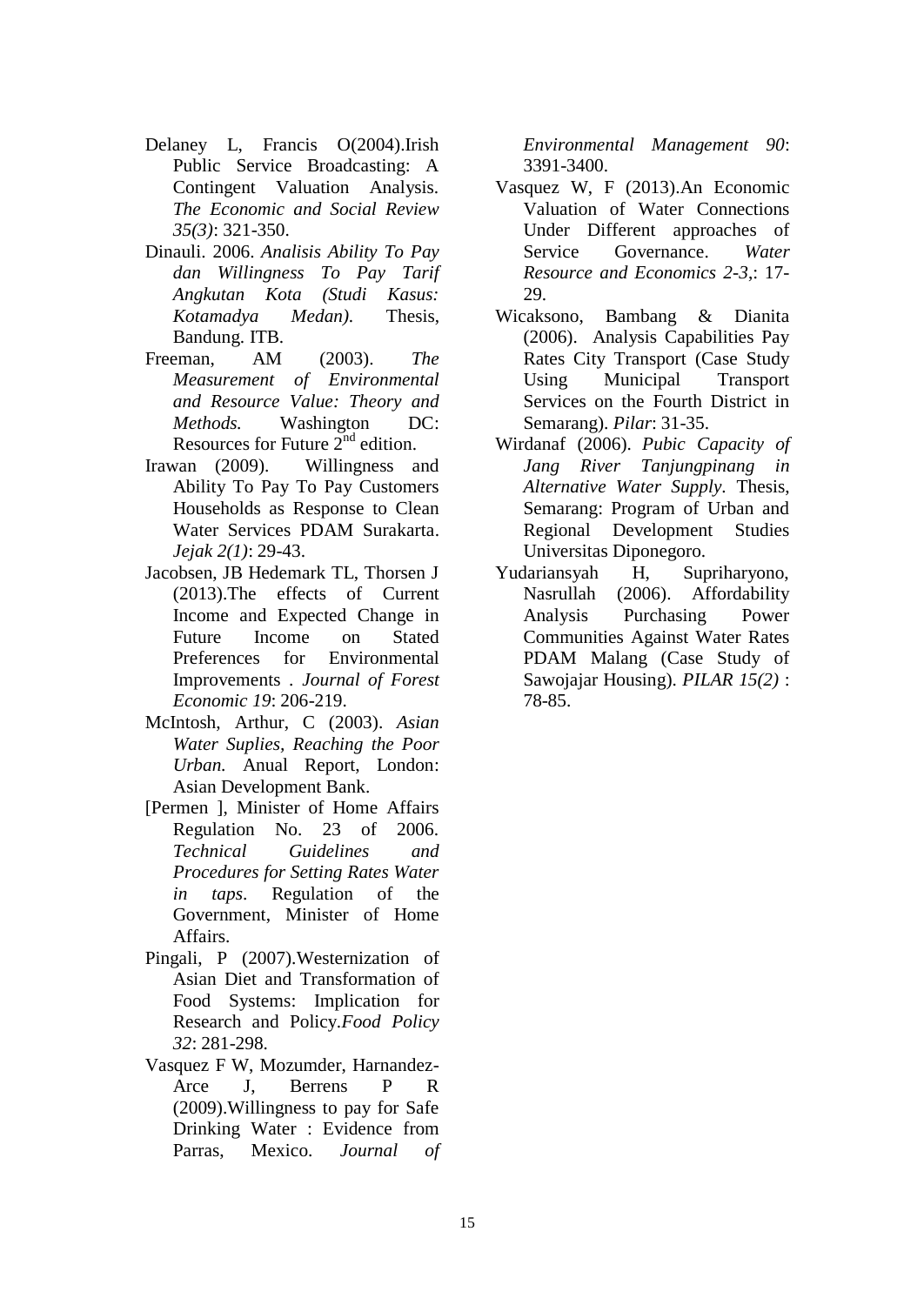Delaney L, Francis O(2004).Irish Public Service Broadcasting: A Contingent Valuation Analysis. *The Economic and Social Review 35(3)*: 321-350.

Dinauli. 2006. *Analisis Ability To Pay dan Willingness To Pay Tarif Angkutan Kota (Studi Kasus: Kotamadya Medan).* Thesis, Bandung. ITB.

Freeman, AM (2003). *The Measurement of Environmental and Resource Value: Theory and Methods.* Washington DC: Resources for Future 2nd edition.

Irawan (2009). Willingness and Ability To Pay To Pay Customers Households as Response to Clean Water Services PDAM Surakarta. *Jejak 2(1)*: 29-43.

Jacobsen, JB Hedemark TL, Thorsen J (2013).The effects of Current Income and Expected Change in Future Income on Stated Preferences for Environmental Improvements . *Journal of Forest Economic 19*: 206-219.

McIntosh, Arthur, C (2003). *Asian Water Suplies, Reaching the Poor Urban.* Anual Report, London: Asian Development Bank.

[Permen ], Minister of Home Affairs Regulation No. 23 of 2006. *Technical Guidelines and Procedures for Setting Rates Water in taps*. Regulation of the Government, Minister of Home Affairs.

Pingali, P (2007).Westernization of Asian Diet and Transformation of Food Systems: Implication for Research and Policy.*Food Policy 32*: 281-298.

Vasquez F W, Mozumder, Harnandez-Arce J, Berrens P R (2009).Willingness to pay for Safe Drinking Water : Evidence from Parras, Mexico. *Journal of Environmental Management 90*: 3391-3400.

Vasquez W, F (2013).An Economic Valuation of Water Connections Under Different approaches of Service Governance. *Water Resource and Economics 2-3*,: 17-29.

Wicaksono, Bambang & Dianita (2006). Analysis Capabilities Pay Rates City Transport (Case Study Using Municipal Transport Services on the Fourth District in Semarang). *Pilar*: 31-35.

Wirdanaf (2006). *Pubic Capacity of Jang River Tanjungpinang in Alternative Water Supply*. Thesis, Semarang: Program of Urban and Regional Development Studies Universitas Diponegoro.

Yudariansyah H, Supriharyono, Nasrullah (2006). Affordability Analysis Purchasing Power Communities Against Water Rates PDAM Malang (Case Study of Sawojajar Housing). *PILAR 15(2)* : 78-85.